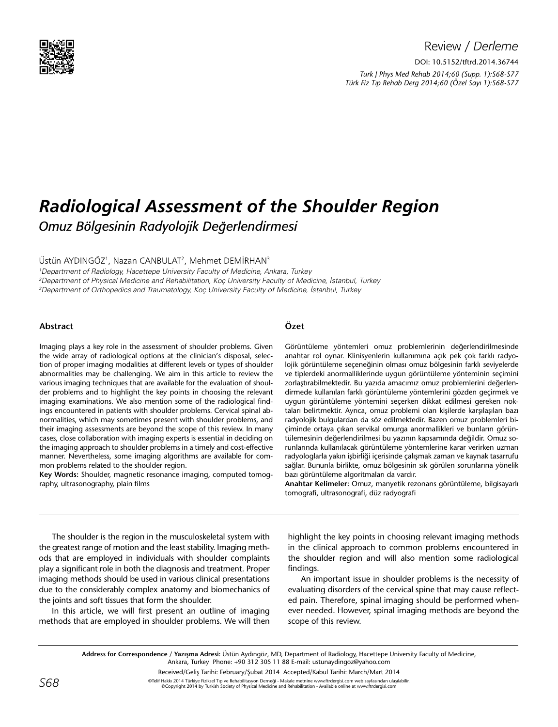Review / *Derleme*

DOI: 10.5152/tftrd.2014.36744

# *Radiological Assessment of the Shoulder Region*

## *Omuz Bölgesinin Radyolojik Değerlendirmesi*

Üstün AYDINGÖZ[1], Nazan CANBULAT[2], Mehmet DEMİRHAN[3]

[1]*Department of Radiology, Hacettepe University Faculty of Medicine, Ankara, Turkey*
[2]*Department of Physical Medicine and Rehabilitation, Koç University Faculty of Medicine, İstanbul, Turkey*
[3]*Department of Orthopedics and Traumatology, Koç University Faculty of Medicine, İstanbul, Turkey*

### Abstract

Imaging plays a key role in the assessment of shoulder problems. Given the wide array of radiological options at the clinician's disposal, selection of proper imaging modalities at different levels or types of shoulder abnormalities may be challenging. We aim in this article to review the various imaging techniques that are available for the evaluation of shoulder problems and to highlight the key points in choosing the relevant imaging examinations. We also mention some of the radiological findings encountered in patients with shoulder problems. Cervical spinal abnormalities, which may sometimes present with shoulder problems, and their imaging assessments are beyond the scope of this review. In many cases, close collaboration with imaging experts is essential in deciding on the imaging approach to shoulder problems in a timely and cost-effective manner. Nevertheless, some imaging algorithms are available for common problems related to the shoulder region.

**Key Words:** Shoulder, magnetic resonance imaging, computed tomography, ultrasonography, plain films

### Özet

Görüntüleme yöntemleri omuz problemlerinin değerlendirilmesinde anahtar rol oynar. Klinisyenlerin kullanımına açık pek çok farklı radyolojik görüntüleme seçeneğinin olması omuz bölgesinin farklı seviyelerde ve tiplerdeki anormalliklerinde uygun görüntüleme yönteminin seçimini zorlaştırabilmektedir. Bu yazıda amacımız omuz problemlerini değerlendirmede kullanılan farklı görüntüleme yöntemlerini gözden geçirmek ve uygun görüntüleme yöntemini seçerken dikkat edilmesi gereken noktaları belirtmektir. Ayrıca, omuz problemi olan kişilerde karşılaşılan bazı radyolojik bulgulardan da söz edilmektedir. Bazen omuz problemleri biçiminde ortaya çıkan servikal omurga anormallikleri ve bunların görüntülemesinin değerlendirilmesi bu yazının kapsamında değildir. Omuz sorunlarında kullanılacak görüntüleme yöntemlerine karar verirken uzman radyologlarla yakın işbirliği içerisinde çalışmak zaman ve kaynak tasarrufu sağlar. Bununla birlikte, omuz bölgesinin sık görülen sorunlarına yönelik bazı görüntüleme algoritmaları da vardır.

**Anahtar Kelimeler:** Omuz, manyetik rezonans görüntüleme, bilgisayarlı tomografi, ultrasonografi, düz radyografi

The shoulder is the region in the musculoskeletal system with the greatest range of motion and the least stability. Imaging methods that are employed in individuals with shoulder complaints play a significant role in both the diagnosis and treatment. Proper imaging methods should be used in various clinical presentations due to the considerably complex anatomy and biomechanics of the joints and soft tissues that form the shoulder.

In this article, we will first present an outline of imaging methods that are employed in shoulder problems. We will then highlight the key points in choosing relevant imaging methods in the clinical approach to common problems encountered in the shoulder region and will also mention some radiological findings.

An important issue in shoulder problems is the necessity of evaluating disorders of the cervical spine that may cause reflected pain. Therefore, spinal imaging should be performed whenever needed. However, spinal imaging methods are beyond the scope of this review.

**Address for Correspondence / Yazışma Adresi:** Üstün Aydıngöz, MD, Department of Radiology, Hacettepe University Faculty of Medicine, Ankara, Turkey Phone: +90 312 305 11 88 E-mail: ustunaydingoz@yahoo.com

Received/Geliş Tarihi: February/Şubat 2014 Accepted/Kabul Tarihi: March/Mart 2014

©Telif Hakkı 2014 Türkiye Fiziksel Tıp ve Rehabilitasyon Derneği - Makale metnine www.ftrdergisi.com web sayfasından ulaşılabilir.
©Copyright 2014 by Turkish Society of Physical Medicine and Rehabilitation - Available online at www.ftrdergisi.com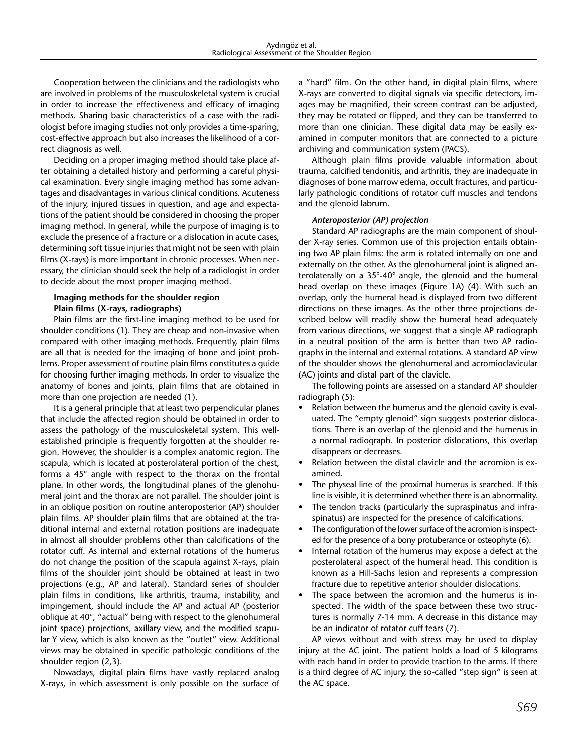Cooperation between the clinicians and the radiologists who are involved in problems of the musculoskeletal system is crucial in order to increase the effectiveness and efficacy of imaging methods. Sharing basic characteristics of a case with the radiologist before imaging studies not only provides a time-sparing, cost-effective approach but also increases the likelihood of a correct diagnosis as well.

Deciding on a proper imaging method should take place after obtaining a detailed history and performing a careful physical examination. Every single imaging method has some advantages and disadvantages in various clinical conditions. Acuteness of the injury, injured tissues in question, and age and expectations of the patient should be considered in choosing the proper imaging method. In general, while the purpose of imaging is to exclude the presence of a fracture or a dislocation in acute cases, determining soft tissue injuries that might not be seen with plain films (X-rays) is more important in chronic processes. When necessary, the clinician should seek the help of a radiologist in order to decide about the most proper imaging method.

**Imaging methods for the shoulder region**

**Plain films (X-rays, radiographs)**

Plain films are the first-line imaging method to be used for shoulder conditions (1). They are cheap and non-invasive when compared with other imaging methods. Frequently, plain films are all that is needed for the imaging of bone and joint problems. Proper assessment of routine plain films constitutes a guide for choosing further imaging methods. In order to visualize the anatomy of bones and joints, plain films that are obtained in more than one projection are needed (1).

It is a general principle that at least two perpendicular planes that include the affected region should be obtained in order to assess the pathology of the musculoskeletal system. This well-established principle is frequently forgotten at the shoulder region. However, the shoulder is a complex anatomic region. The scapula, which is located at posterolateral portion of the chest, forms a 45° angle with respect to the thorax on the frontal plane. In other words, the longitudinal planes of the glenohumeral joint and the thorax are not parallel. The shoulder joint is in an oblique position on routine anteroposterior (AP) shoulder plain films. AP shoulder plain films that are obtained at the traditional internal and external rotation positions are inadequate in almost all shoulder problems other than calcifications of the rotator cuff. As internal and external rotations of the humerus do not change the position of the scapula against X-rays, plain films of the shoulder joint should be obtained at least in two projections (e.g., AP and lateral). Standard series of shoulder plain films in conditions, like arthritis, trauma, instability, and impingement, should include the AP and actual AP (posterior oblique at 40°, "actual" being with respect to the glenohumeral joint space) projections, axillary view, and the modified scapular Y view, which is also known as the "outlet" view. Additional views may be obtained in specific pathologic conditions of the shoulder region (2,3).

Nowadays, digital plain films have vastly replaced analog X-rays, in which assessment is only possible on the surface of a "hard" film. On the other hand, in digital plain films, where X-rays are converted to digital signals via specific detectors, images may be magnified, their screen contrast can be adjusted, they may be rotated or flipped, and they can be transferred to more than one clinician. These digital data may be easily examined in computer monitors that are connected to a picture archiving and communication system (PACS).

Although plain films provide valuable information about trauma, calcified tendonitis, and arthritis, they are inadequate in diagnoses of bone marrow edema, occult fractures, and particularly pathologic conditions of rotator cuff muscles and tendons and the glenoid labrum.

***Anteroposterior (AP) projection***

Standard AP radiographs are the main component of shoulder X-ray series. Common use of this projection entails obtaining two AP plain films: the arm is rotated internally on one and externally on the other. As the glenohumeral joint is aligned anterolaterally on a 35°-40° angle, the glenoid and the humeral head overlap on these images (Figure 1A) (4). With such an overlap, only the humeral head is displayed from two different directions on these images. As the other three projections described below will readily show the humeral head adequately from various directions, we suggest that a single AP radiograph in a neutral position of the arm is better than two AP radiographs in the internal and external rotations. A standard AP view of the shoulder shows the glenohumeral and acromioclavicular (AC) joints and distal part of the clavicle.

The following points are assessed on a standard AP shoulder radiograph (5):

- Relation between the humerus and the glenoid cavity is evaluated. The "empty glenoid" sign suggests posterior dislocations. There is an overlap of the glenoid and the humerus in a normal radiograph. In posterior dislocations, this overlap disappears or decreases.
- Relation between the distal clavicle and the acromion is examined.
- The physeal line of the proximal humerus is searched. If this line is visible, it is determined whether there is an abnormality.
- The tendon tracks (particularly the supraspinatus and infraspinatus) are inspected for the presence of calcifications.
- The configuration of the lower surface of the acromion is inspected for the presence of a bony protuberance or osteophyte (6).
- Internal rotation of the humerus may expose a defect at the posterolateral aspect of the humeral head. This condition is known as a Hill-Sachs lesion and represents a compression fracture due to repetitive anterior shoulder dislocations.
- The space between the acromion and the humerus is inspected. The width of the space between these two structures is normally 7-14 mm. A decrease in this distance may be an indicator of rotator cuff tears (7).

AP views without and with stress may be used to display injury at the AC joint. The patient holds a load of 5 kilograms with each hand in order to provide traction to the arms. If there is a third degree of AC injury, the so-called "step sign" is seen at the AC space.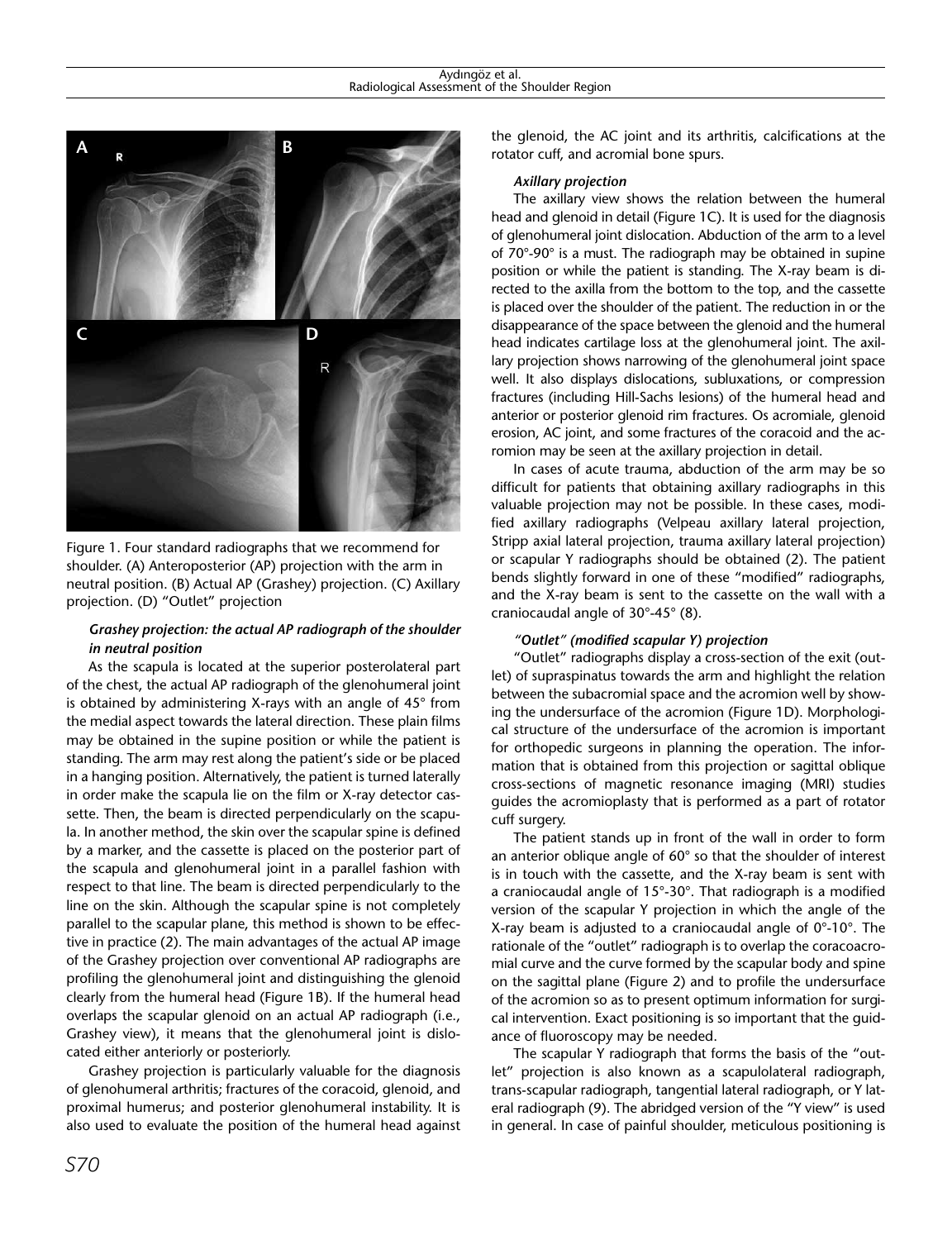Figure 1. Four standard radiographs that we recommend for shoulder. (A) Anteroposterior (AP) projection with the arm in neutral position. (B) Actual AP (Grashey) projection. (C) Axillary projection. (D) "Outlet" projection

#### *Grashey projection: the actual AP radiograph of the shoulder in neutral position*

As the scapula is located at the superior posterolateral part of the chest, the actual AP radiograph of the glenohumeral joint is obtained by administering X-rays with an angle of 45° from the medial aspect towards the lateral direction. These plain films may be obtained in the supine position or while the patient is standing. The arm may rest along the patient's side or be placed in a hanging position. Alternatively, the patient is turned laterally in order make the scapula lie on the film or X-ray detector cassette. Then, the beam is directed perpendicularly on the scapula. In another method, the skin over the scapular spine is defined by a marker, and the cassette is placed on the posterior part of the scapula and glenohumeral joint in a parallel fashion with respect to that line. The beam is directed perpendicularly to the line on the skin. Although the scapular spine is not completely parallel to the scapular plane, this method is shown to be effective in practice (2). The main advantages of the actual AP image of the Grashey projection over conventional AP radiographs are profiling the glenohumeral joint and distinguishing the glenoid clearly from the humeral head (Figure 1B). If the humeral head overlaps the scapular glenoid on an actual AP radiograph (i.e., Grashey view), it means that the glenohumeral joint is dislocated either anteriorly or posteriorly.

Grashey projection is particularly valuable for the diagnosis of glenohumeral arthritis; fractures of the coracoid, glenoid, and proximal humerus; and posterior glenohumeral instability. It is also used to evaluate the position of the humeral head against the glenoid, the AC joint and its arthritis, calcifications at the rotator cuff, and acromial bone spurs.

#### *Axillary projection*

The axillary view shows the relation between the humeral head and glenoid in detail (Figure 1C). It is used for the diagnosis of glenohumeral joint dislocation. Abduction of the arm to a level of 70°-90° is a must. The radiograph may be obtained in supine position or while the patient is standing. The X-ray beam is directed to the axilla from the bottom to the top, and the cassette is placed over the shoulder of the patient. The reduction in or the disappearance of the space between the glenoid and the humeral head indicates cartilage loss at the glenohumeral joint. The axillary projection shows narrowing of the glenohumeral joint space well. It also displays dislocations, subluxations, or compression fractures (including Hill-Sachs lesions) of the humeral head and anterior or posterior glenoid rim fractures. Os acromiale, glenoid erosion, AC joint, and some fractures of the coracoid and the acromion may be seen at the axillary projection in detail.

In cases of acute trauma, abduction of the arm may be so difficult for patients that obtaining axillary radiographs in this valuable projection may not be possible. In these cases, modified axillary radiographs (Velpeau axillary lateral projection, Stripp axial lateral projection, trauma axillary lateral projection) or scapular Y radiographs should be obtained (2). The patient bends slightly forward in one of these "modified" radiographs, and the X-ray beam is sent to the cassette on the wall with a craniocaudal angle of 30°-45° (8).

#### *"Outlet" (modified scapular Y) projection*

"Outlet" radiographs display a cross-section of the exit (outlet) of supraspinatus towards the arm and highlight the relation between the subacromial space and the acromion well by showing the undersurface of the acromion (Figure 1D). Morphological structure of the undersurface of the acromion is important for orthopedic surgeons in planning the operation. The information that is obtained from this projection or sagittal oblique cross-sections of magnetic resonance imaging (MRI) studies guides the acromioplasty that is performed as a part of rotator cuff surgery.

The patient stands up in front of the wall in order to form an anterior oblique angle of 60° so that the shoulder of interest is in touch with the cassette, and the X-ray beam is sent with a craniocaudal angle of 15°-30°. That radiograph is a modified version of the scapular Y projection in which the angle of the X-ray beam is adjusted to a craniocaudal angle of 0°-10°. The rationale of the "outlet" radiograph is to overlap the coracoacromial curve and the curve formed by the scapular body and spine on the sagittal plane (Figure 2) and to profile the undersurface of the acromion so as to present optimum information for surgical intervention. Exact positioning is so important that the guidance of fluoroscopy may be needed.

The scapular Y radiograph that forms the basis of the "outlet" projection is also known as a scapulolateral radiograph, trans-scapular radiograph, tangential lateral radiograph, or Y lateral radiograph (9). The abridged version of the "Y view" is used in general. In case of painful shoulder, meticulous positioning is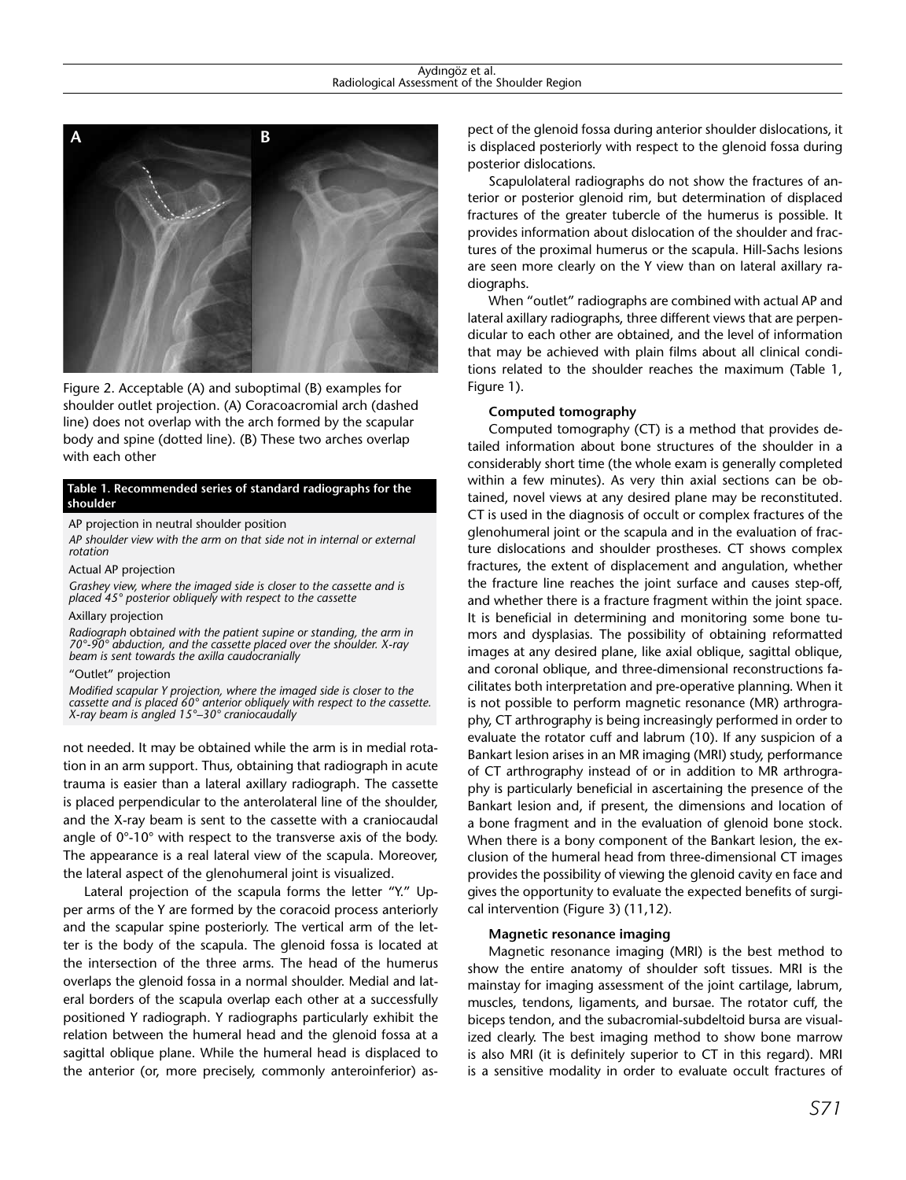Figure 2. Acceptable (A) and suboptimal (B) examples for shoulder outlet projection. (A) Coracoacromial arch (dashed line) does not overlap with the arch formed by the scapular body and spine (dotted line). (B) These two arches overlap with each other

**Table 1. Recommended series of standard radiographs for the shoulder**

| |
|---|
| AP projection in neutral shoulder position |
| *AP shoulder view with the arm on that side not in internal or external rotation* |
| Actual AP projection |
| *Grashey view, where the imaged side is closer to the cassette and is placed 45° posterior obliquely with respect to the cassette* |
| Axillary projection |
| *Radiograph obtained with the patient supine or standing, the arm in 70°-90° abduction, and the cassette placed over the shoulder. X-ray beam is sent towards the axilla caudocranially* |
| "Outlet" projection |
| *Modified scapular Y projection, where the imaged side is closer to the cassette and is placed 60° anterior obliquely with respect to the cassette. X-ray beam is angled 15°–30° craniocaudally* |

not needed. It may be obtained while the arm is in medial rotation in an arm support. Thus, obtaining that radiograph in acute trauma is easier than a lateral axillary radiograph. The cassette is placed perpendicular to the anterolateral line of the shoulder, and the X-ray beam is sent to the cassette with a craniocaudal angle of 0°-10° with respect to the transverse axis of the body. The appearance is a real lateral view of the scapula. Moreover, the lateral aspect of the glenohumeral joint is visualized.

Lateral projection of the scapula forms the letter "Y." Upper arms of the Y are formed by the coracoid process anteriorly and the scapular spine posteriorly. The vertical arm of the letter is the body of the scapula. The glenoid fossa is located at the intersection of the three arms. The head of the humerus overlaps the glenoid fossa in a normal shoulder. Medial and lateral borders of the scapula overlap each other at a successfully positioned Y radiograph. Y radiographs particularly exhibit the relation between the humeral head and the glenoid fossa at a sagittal oblique plane. While the humeral head is displaced to the anterior (or, more precisely, commonly anteroinferior) aspect of the glenoid fossa during anterior shoulder dislocations, it is displaced posteriorly with respect to the glenoid fossa during posterior dislocations.

Scapulolateral radiographs do not show the fractures of anterior or posterior glenoid rim, but determination of displaced fractures of the greater tubercle of the humerus is possible. It provides information about dislocation of the shoulder and fractures of the proximal humerus or the scapula. Hill-Sachs lesions are seen more clearly on the Y view than on lateral axillary radiographs.

When "outlet" radiographs are combined with actual AP and lateral axillary radiographs, three different views that are perpendicular to each other are obtained, and the level of information that may be achieved with plain films about all clinical conditions related to the shoulder reaches the maximum (Table 1, Figure 1).

#### Computed tomography

Computed tomography (CT) is a method that provides detailed information about bone structures of the shoulder in a considerably short time (the whole exam is generally completed within a few minutes). As very thin axial sections can be obtained, novel views at any desired plane may be reconstituted. CT is used in the diagnosis of occult or complex fractures of the glenohumeral joint or the scapula and in the evaluation of fracture dislocations and shoulder prostheses. CT shows complex fractures, the extent of displacement and angulation, whether the fracture line reaches the joint surface and causes step-off, and whether there is a fracture fragment within the joint space. It is beneficial in determining and monitoring some bone tumors and dysplasias. The possibility of obtaining reformatted images at any desired plane, like axial oblique, sagittal oblique, and coronal oblique, and three-dimensional reconstructions facilitates both interpretation and pre-operative planning. When it is not possible to perform magnetic resonance (MR) arthrography, CT arthrography is being increasingly performed in order to evaluate the rotator cuff and labrum (10). If any suspicion of a Bankart lesion arises in an MR imaging (MRI) study, performance of CT arthrography instead of or in addition to MR arthrography is particularly beneficial in ascertaining the presence of the Bankart lesion and, if present, the dimensions and location of a bone fragment and in the evaluation of glenoid bone stock. When there is a bony component of the Bankart lesion, the exclusion of the humeral head from three-dimensional CT images provides the possibility of viewing the glenoid cavity en face and gives the opportunity to evaluate the expected benefits of surgical intervention (Figure 3) (11,12).

#### Magnetic resonance imaging

Magnetic resonance imaging (MRI) is the best method to show the entire anatomy of shoulder soft tissues. MRI is the mainstay for imaging assessment of the joint cartilage, labrum, muscles, tendons, ligaments, and bursae. The rotator cuff, the biceps tendon, and the subacromial-subdeltoid bursa are visualized clearly. The best imaging method to show bone marrow is also MRI (it is definitely superior to CT in this regard). MRI is a sensitive modality in order to evaluate occult fractures of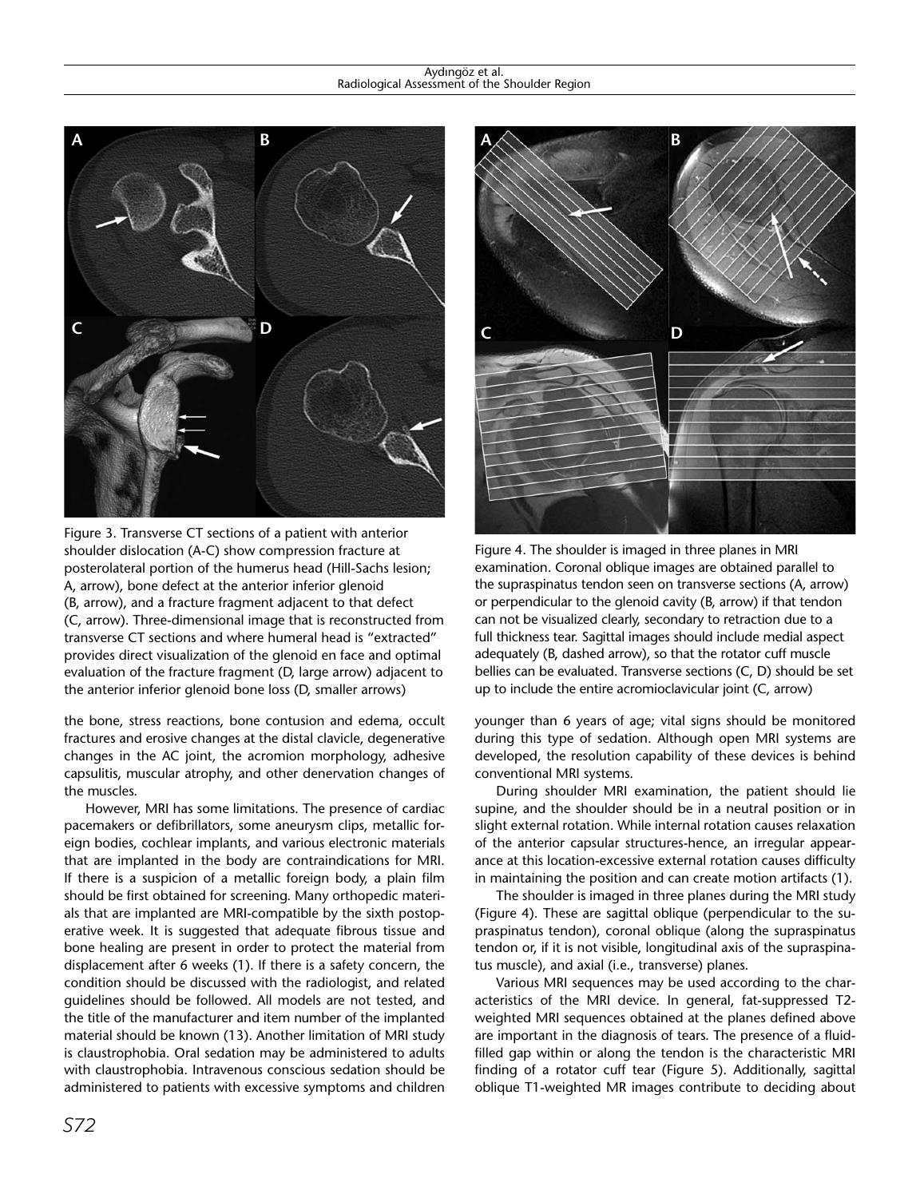Figure 3. Transverse CT sections of a patient with anterior shoulder dislocation (A-C) show compression fracture at posterolateral portion of the humerus head (Hill-Sachs lesion; A, arrow), bone defect at the anterior inferior glenoid (B, arrow), and a fracture fragment adjacent to that defect (C, arrow). Three-dimensional image that is reconstructed from transverse CT sections and where humeral head is "extracted" provides direct visualization of the glenoid en face and optimal evaluation of the fracture fragment (D, large arrow) adjacent to the anterior inferior glenoid bone loss (D, smaller arrows)

Figure 4. The shoulder is imaged in three planes in MRI examination. Coronal oblique images are obtained parallel to the supraspinatus tendon seen on transverse sections (A, arrow) or perpendicular to the glenoid cavity (B, arrow) if that tendon can not be visualized clearly, secondary to retraction due to a full thickness tear. Sagittal images should include medial aspect adequately (B, dashed arrow), so that the rotator cuff muscle bellies can be evaluated. Transverse sections (C, D) should be set up to include the entire acromioclavicular joint (C, arrow)

the bone, stress reactions, bone contusion and edema, occult fractures and erosive changes at the distal clavicle, degenerative changes in the AC joint, the acromion morphology, adhesive capsulitis, muscular atrophy, and other denervation changes of the muscles.

However, MRI has some limitations. The presence of cardiac pacemakers or defibrillators, some aneurysm clips, metallic foreign bodies, cochlear implants, and various electronic materials that are implanted in the body are contraindications for MRI. If there is a suspicion of a metallic foreign body, a plain film should be first obtained for screening. Many orthopedic materials that are implanted are MRI-compatible by the sixth postoperative week. It is suggested that adequate fibrous tissue and bone healing are present in order to protect the material from displacement after 6 weeks (1). If there is a safety concern, the condition should be discussed with the radiologist, and related guidelines should be followed. All models are not tested, and the title of the manufacturer and item number of the implanted material should be known (13). Another limitation of MRI study is claustrophobia. Oral sedation may be administered to adults with claustrophobia. Intravenous conscious sedation should be administered to patients with excessive symptoms and children younger than 6 years of age; vital signs should be monitored during this type of sedation. Although open MRI systems are developed, the resolution capability of these devices is behind conventional MRI systems.

During shoulder MRI examination, the patient should lie supine, and the shoulder should be in a neutral position or in slight external rotation. While internal rotation causes relaxation of the anterior capsular structures-hence, an irregular appearance at this location-excessive external rotation causes difficulty in maintaining the position and can create motion artifacts (1).

The shoulder is imaged in three planes during the MRI study (Figure 4). These are sagittal oblique (perpendicular to the supraspinatus tendon), coronal oblique (along the supraspinatus tendon or, if it is not visible, longitudinal axis of the supraspinatus muscle), and axial (i.e., transverse) planes.

Various MRI sequences may be used according to the characteristics of the MRI device. In general, fat-suppressed T2-weighted MRI sequences obtained at the planes defined above are important in the diagnosis of tears. The presence of a fluid-filled gap within or along the tendon is the characteristic MRI finding of a rotator cuff tear (Figure 5). Additionally, sagittal oblique T1-weighted MR images contribute to deciding about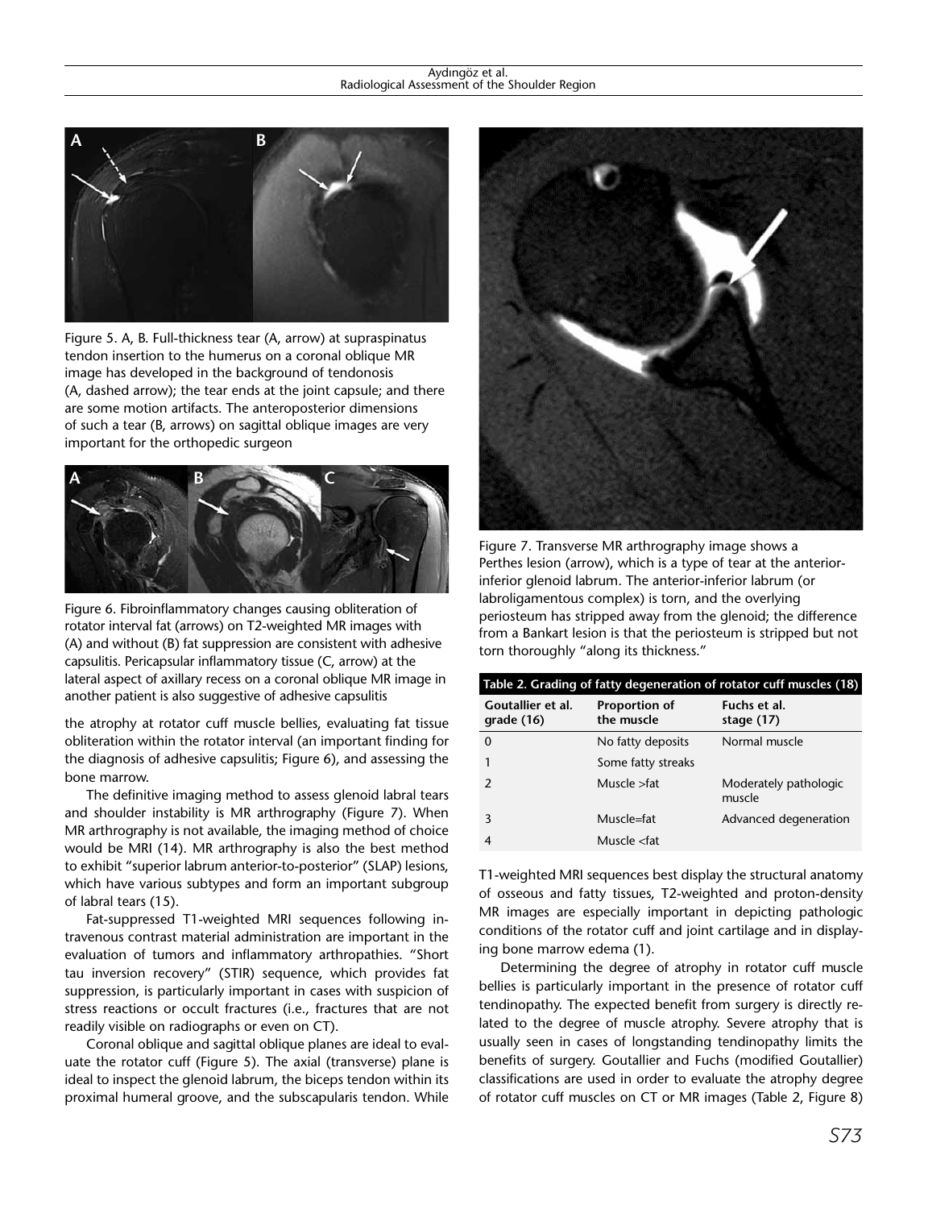Figure 5. A, B. Full-thickness tear (A, arrow) at supraspinatus tendon insertion to the humerus on a coronal oblique MR image has developed in the background of tendonosis (A, dashed arrow); the tear ends at the joint capsule; and there are some motion artifacts. The anteroposterior dimensions of such a tear (B, arrows) on sagittal oblique images are very important for the orthopedic surgeon

Figure 6. Fibroinflammatory changes causing obliteration of rotator interval fat (arrows) on T2-weighted MR images with (A) and without (B) fat suppression are consistent with adhesive capsulitis. Pericapsular inflammatory tissue (C, arrow) at the lateral aspect of axillary recess on a coronal oblique MR image in another patient is also suggestive of adhesive capsulitis

the atrophy at rotator cuff muscle bellies, evaluating fat tissue obliteration within the rotator interval (an important finding for the diagnosis of adhesive capsulitis; Figure 6), and assessing the bone marrow.

The definitive imaging method to assess glenoid labral tears and shoulder instability is MR arthrography (Figure 7). When MR arthrography is not available, the imaging method of choice would be MRI (14). MR arthrography is also the best method to exhibit "superior labrum anterior-to-posterior" (SLAP) lesions, which have various subtypes and form an important subgroup of labral tears (15).

Fat-suppressed T1-weighted MRI sequences following intravenous contrast material administration are important in the evaluation of tumors and inflammatory arthropathies. "Short tau inversion recovery" (STIR) sequence, which provides fat suppression, is particularly important in cases with suspicion of stress reactions or occult fractures (i.e., fractures that are not readily visible on radiographs or even on CT).

Coronal oblique and sagittal oblique planes are ideal to evaluate the rotator cuff (Figure 5). The axial (transverse) plane is ideal to inspect the glenoid labrum, the biceps tendon within its proximal humeral groove, and the subscapularis tendon. While T1-weighted MRI sequences best display the structural anatomy of osseous and fatty tissues, T2-weighted and proton-density MR images are especially important in depicting pathologic conditions of the rotator cuff and joint cartilage and in displaying bone marrow edema (1).

Figure 7. Transverse MR arthrography image shows a Perthes lesion (arrow), which is a type of tear at the anterior-inferior glenoid labrum. The anterior-inferior labrum (or labroligamentous complex) is torn, and the overlying periosteum has stripped away from the glenoid; the difference from a Bankart lesion is that the periosteum is stripped but not torn thoroughly "along its thickness."

**Table 2. Grading of fatty degeneration of rotator cuff muscles (18)**

| Goutallier et al. grade (16) | Proportion of the muscle | Fuchs et al. stage (17) |
|---|---|---|
| 0 | No fatty deposits | Normal muscle |
| 1 | Some fatty streaks | |
| 2 | Muscle >fat | Moderately pathologic muscle |
| 3 | Muscle=fat | Advanced degeneration |
| 4 | Muscle <fat | |

Determining the degree of atrophy in rotator cuff muscle bellies is particularly important in the presence of rotator cuff tendinopathy. The expected benefit from surgery is directly related to the degree of muscle atrophy. Severe atrophy that is usually seen in cases of longstanding tendinopathy limits the benefits of surgery. Goutallier and Fuchs (modified Goutallier) classifications are used in order to evaluate the atrophy degree of rotator cuff muscles on CT or MR images (Table 2, Figure 8)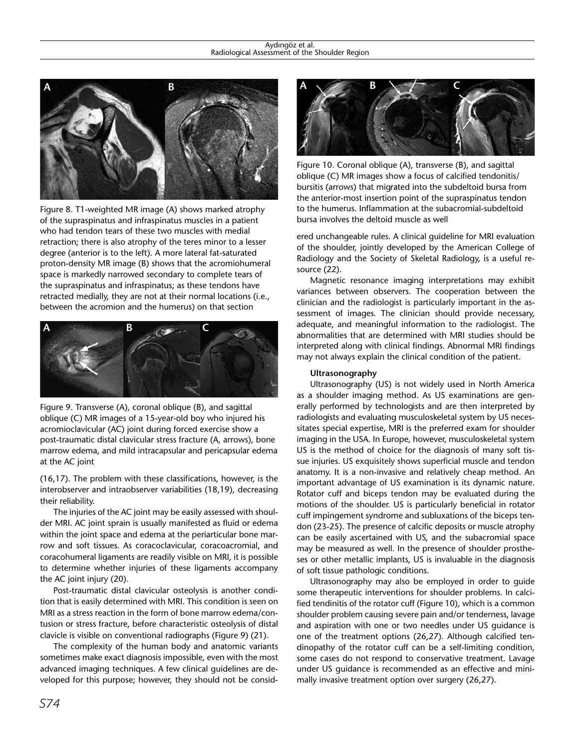Figure 8. T1-weighted MR image (A) shows marked atrophy of the supraspinatus and infraspinatus muscles in a patient who had tendon tears of these two muscles with medial retraction; there is also atrophy of the teres minor to a lesser degree (anterior is to the left). A more lateral fat-saturated proton-density MR image (B) shows that the acromiohumeral space is markedly narrowed secondary to complete tears of the supraspinatus and infraspinatus; as these tendons have retracted medially, they are not at their normal locations (i.e., between the acromion and the humerus) on that section

Figure 9. Transverse (A), coronal oblique (B), and sagittal oblique (C) MR images of a 15-year-old boy who injured his acromioclavicular (AC) joint during forced exercise show a post-traumatic distal clavicular stress fracture (A, arrows), bone marrow edema, and mild intracapsular and pericapsular edema at the AC joint

(16,17). The problem with these classifications, however, is the interobserver and intraobserver variabilities (18,19), decreasing their reliability.

The injuries of the AC joint may be easily assessed with shoulder MRI. AC joint sprain is usually manifested as fluid or edema within the joint space and edema at the periarticular bone marrow and soft tissues. As coracoclavicular, coracoacromial, and coracohumeral ligaments are readily visible on MRI, it is possible to determine whether injuries of these ligaments accompany the AC joint injury (20).

Post-traumatic distal clavicular osteolysis is another condition that is easily determined with MRI. This condition is seen on MRI as a stress reaction in the form of bone marrow edema/contusion or stress fracture, before characteristic osteolysis of distal clavicle is visible on conventional radiographs (Figure 9) (21).

The complexity of the human body and anatomic variants sometimes make exact diagnosis impossible, even with the most advanced imaging techniques. A few clinical guidelines are developed for this purpose; however, they should not be considered unchangeable rules. A clinical guideline for MRI evaluation of the shoulder, jointly developed by the American College of Radiology and the Society of Skeletal Radiology, is a useful resource (22).

Figure 10. Coronal oblique (A), transverse (B), and sagittal oblique (C) MR images show a focus of calcified tendonitis/bursitis (arrows) that migrated into the subdeltoid bursa from the anterior-most insertion point of the supraspinatus tendon to the humerus. Inflammation at the subacromial-subdeltoid bursa involves the deltoid muscle as well

Magnetic resonance imaging interpretations may exhibit variances between observers. The cooperation between the clinician and the radiologist is particularly important in the assessment of images. The clinician should provide necessary, adequate, and meaningful information to the radiologist. The abnormalities that are determined with MRI studies should be interpreted along with clinical findings. Abnormal MRI findings may not always explain the clinical condition of the patient.

#### Ultrasonography

Ultrasonography (US) is not widely used in North America as a shoulder imaging method. As US examinations are generally performed by technologists and are then interpreted by radiologists and evaluating musculoskeletal system by US necessitates special expertise, MRI is the preferred exam for shoulder imaging in the USA. In Europe, however, musculoskeletal system US is the method of choice for the diagnosis of many soft tissue injuries. US exquisitely shows superficial muscle and tendon anatomy. It is a non-invasive and relatively cheap method. An important advantage of US examination is its dynamic nature. Rotator cuff and biceps tendon may be evaluated during the motions of the shoulder. US is particularly beneficial in rotator cuff impingement syndrome and subluxations of the biceps tendon (23-25). The presence of calcific deposits or muscle atrophy can be easily ascertained with US, and the subacromial space may be measured as well. In the presence of shoulder prostheses or other metallic implants, US is invaluable in the diagnosis of soft tissue pathologic conditions.

Ultrasonography may also be employed in order to guide some therapeutic interventions for shoulder problems. In calcified tendinitis of the rotator cuff (Figure 10), which is a common shoulder problem causing severe pain and/or tenderness, lavage and aspiration with one or two needles under US guidance is one of the treatment options (26,27). Although calcified tendinopathy of the rotator cuff can be a self-limiting condition, some cases do not respond to conservative treatment. Lavage under US guidance is recommended as an effective and minimally invasive treatment option over surgery (26,27).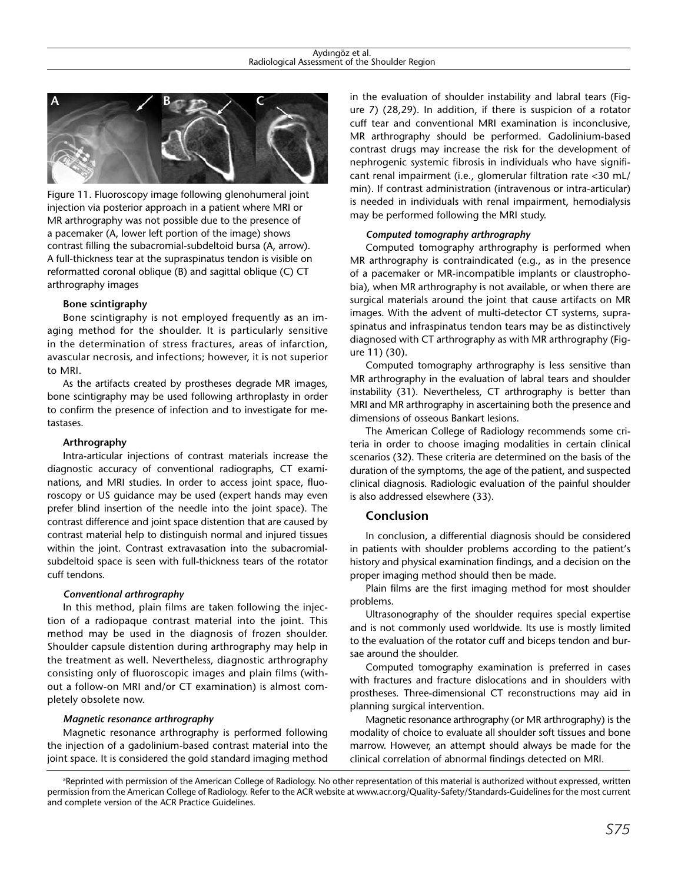Figure 11. Fluoroscopy image following glenohumeral joint injection via posterior approach in a patient where MRI or MR arthrography was not possible due to the presence of a pacemaker (A, lower left portion of the image) shows contrast filling the subacromial-subdeltoid bursa (A, arrow). A full-thickness tear at the supraspinatus tendon is visible on reformatted coronal oblique (B) and sagittal oblique (C) CT arthrography images

#### Bone scintigraphy

Bone scintigraphy is not employed frequently as an imaging method for the shoulder. It is particularly sensitive in the determination of stress fractures, areas of infarction, avascular necrosis, and infections; however, it is not superior to MRI.

As the artifacts created by prostheses degrade MR images, bone scintigraphy may be used following arthroplasty in order to confirm the presence of infection and to investigate for metastases.

#### Arthrography

Intra-articular injections of contrast materials increase the diagnostic accuracy of conventional radiographs, CT examinations, and MRI studies. In order to access joint space, fluoroscopy or US guidance may be used (expert hands may even prefer blind insertion of the needle into the joint space). The contrast difference and joint space distention that are caused by contrast material help to distinguish normal and injured tissues within the joint. Contrast extravasation into the subacromial-subdeltoid space is seen with full-thickness tears of the rotator cuff tendons.

##### *Conventional arthrography*

In this method, plain films are taken following the injection of a radiopaque contrast material into the joint. This method may be used in the diagnosis of frozen shoulder. Shoulder capsule distention during arthrography may help in the treatment as well. Nevertheless, diagnostic arthrography consisting only of fluoroscopic images and plain films (without a follow-on MRI and/or CT examination) is almost completely obsolete now.

##### *Magnetic resonance arthrography*

Magnetic resonance arthrography is performed following the injection of a gadolinium-based contrast material into the joint space. It is considered the gold standard imaging method in the evaluation of shoulder instability and labral tears (Figure 7) (28,29). In addition, if there is suspicion of a rotator cuff tear and conventional MRI examination is inconclusive, MR arthrography should be performed. Gadolinium-based contrast drugs may increase the risk for the development of nephrogenic systemic fibrosis in individuals who have significant renal impairment (i.e., glomerular filtration rate <30 mL/min). If contrast administration (intravenous or intra-articular) is needed in individuals with renal impairment, hemodialysis may be performed following the MRI study.

##### *Computed tomography arthrography*

Computed tomography arthrography is performed when MR arthrography is contraindicated (e.g., as in the presence of a pacemaker or MR-incompatible implants or claustrophobia), when MR arthrography is not available, or when there are surgical materials around the joint that cause artifacts on MR images. With the advent of multi-detector CT systems, supraspinatus and infraspinatus tendon tears may be as distinctively diagnosed with CT arthrography as with MR arthrography (Figure 11) (30).

Computed tomography arthrography is less sensitive than MR arthrography in the evaluation of labral tears and shoulder instability (31). Nevertheless, CT arthrography is better than MRI and MR arthrography in ascertaining both the presence and dimensions of osseous Bankart lesions.

The American College of Radiology recommends some criteria in order to choose imaging modalities in certain clinical scenarios (32). These criteria are determined on the basis of the duration of the symptoms, the age of the patient, and suspected clinical diagnosis. Radiologic evaluation of the painful shoulder is also addressed elsewhere (33).

## Conclusion

In conclusion, a differential diagnosis should be considered in patients with shoulder problems according to the patient's history and physical examination findings, and a decision on the proper imaging method should then be made.

Plain films are the first imaging method for most shoulder problems.

Ultrasonography of the shoulder requires special expertise and is not commonly used worldwide. Its use is mostly limited to the evaluation of the rotator cuff and biceps tendon and bursae around the shoulder.

Computed tomography examination is preferred in cases with fractures and fracture dislocations and in shoulders with prostheses. Three-dimensional CT reconstructions may aid in planning surgical intervention.

Magnetic resonance arthrography (or MR arthrography) is the modality of choice to evaluate all shoulder soft tissues and bone marrow. However, an attempt should always be made for the clinical correlation of abnormal findings detected on MRI.

[a]Reprinted with permission of the American College of Radiology. No other representation of this material is authorized without expressed, written permission from the American College of Radiology. Refer to the ACR website at www.acr.org/Quality-Safety/Standards-Guidelines for the most current and complete version of the ACR Practice Guidelines.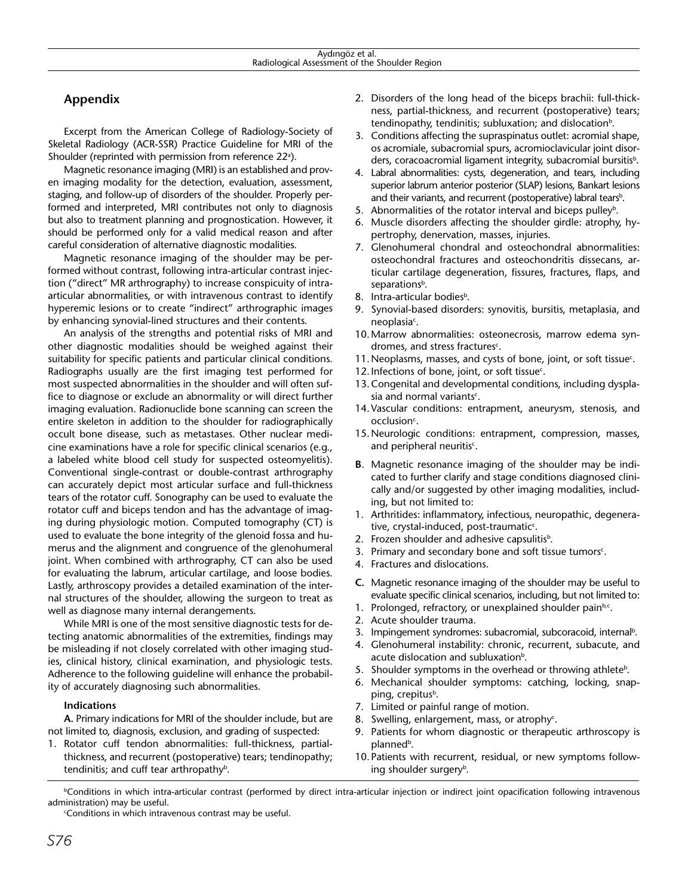## Appendix

Excerpt from the American College of Radiology-Society of Skeletal Radiology (ACR-SSR) Practice Guideline for MRI of the Shoulder (reprinted with permission from reference 22[a]).

Magnetic resonance imaging (MRI) is an established and proven imaging modality for the detection, evaluation, assessment, staging, and follow-up of disorders of the shoulder. Properly performed and interpreted, MRI contributes not only to diagnosis but also to treatment planning and prognostication. However, it should be performed only for a valid medical reason and after careful consideration of alternative diagnostic modalities.

Magnetic resonance imaging of the shoulder may be performed without contrast, following intra-articular contrast injection ("direct" MR arthrography) to increase conspicuity of intra-articular abnormalities, or with intravenous contrast to identify hyperemic lesions or to create "indirect" arthrographic images by enhancing synovial-lined structures and their contents.

An analysis of the strengths and potential risks of MRI and other diagnostic modalities should be weighed against their suitability for specific patients and particular clinical conditions. Radiographs usually are the first imaging test performed for most suspected abnormalities in the shoulder and will often suffice to diagnose or exclude an abnormality or will direct further imaging evaluation. Radionuclide bone scanning can screen the entire skeleton in addition to the shoulder for radiographically occult bone disease, such as metastases. Other nuclear medicine examinations have a role for specific clinical scenarios (e.g., a labeled white blood cell study for suspected osteomyelitis). Conventional single-contrast or double-contrast arthrography can accurately depict most articular surface and full-thickness tears of the rotator cuff. Sonography can be used to evaluate the rotator cuff and biceps tendon and has the advantage of imaging during physiologic motion. Computed tomography (CT) is used to evaluate the bone integrity of the glenoid fossa and humerus and the alignment and congruence of the glenohumeral joint. When combined with arthrography, CT can also be used for evaluating the labrum, articular cartilage, and loose bodies. Lastly, arthroscopy provides a detailed examination of the internal structures of the shoulder, allowing the surgeon to treat as well as diagnose many internal derangements.

While MRI is one of the most sensitive diagnostic tests for detecting anatomic abnormalities of the extremities, findings may be misleading if not closely correlated with other imaging studies, clinical history, clinical examination, and physiologic tests. Adherence to the following guideline will enhance the probability of accurately diagnosing such abnormalities.

### Indications

**A.** Primary indications for MRI of the shoulder include, but are not limited to, diagnosis, exclusion, and grading of suspected:

1. Rotator cuff tendon abnormalities: full-thickness, partial-thickness, and recurrent (postoperative) tears; tendinopathy; tendinitis; and cuff tear arthropathy[b].
2. Disorders of the long head of the biceps brachii: full-thickness, partial-thickness, and recurrent (postoperative) tears; tendinopathy, tendinitis; subluxation; and dislocation[b].
3. Conditions affecting the supraspinatus outlet: acromial shape, os acromiale, subacromial spurs, acromioclavicular joint disorders, coracoacromial ligament integrity, subacromial bursitis[b].
4. Labral abnormalities: cysts, degeneration, and tears, including superior labrum anterior posterior (SLAP) lesions, Bankart lesions and their variants, and recurrent (postoperative) labral tears[b].
5. Abnormalities of the rotator interval and biceps pulley[b].
6. Muscle disorders affecting the shoulder girdle: atrophy, hypertrophy, denervation, masses, injuries.
7. Glenohumeral chondral and osteochondral abnormalities: osteochondral fractures and osteochondritis dissecans, articular cartilage degeneration, fissures, fractures, flaps, and separations[b].
8. Intra-articular bodies[b].
9. Synovial-based disorders: synovitis, bursitis, metaplasia, and neoplasia[c].
10. Marrow abnormalities: osteonecrosis, marrow edema syndromes, and stress fractures[c].
11. Neoplasms, masses, and cysts of bone, joint, or soft tissue[c].
12. Infections of bone, joint, or soft tissue[c].
13. Congenital and developmental conditions, including dysplasia and normal variants[c].
14. Vascular conditions: entrapment, aneurysm, stenosis, and occlusion[c].
15. Neurologic conditions: entrapment, compression, masses, and peripheral neuritis[c].

**B**. Magnetic resonance imaging of the shoulder may be indicated to further clarify and stage conditions diagnosed clinically and/or suggested by other imaging modalities, including, but not limited to:

1. Arthritides: inflammatory, infectious, neuropathic, degenerative, crystal-induced, post-traumatic[c].
2. Frozen shoulder and adhesive capsulitis[b].
3. Primary and secondary bone and soft tissue tumors[c].
4. Fractures and dislocations.

**C.** Magnetic resonance imaging of the shoulder may be useful to evaluate specific clinical scenarios, including, but not limited to:

1. Prolonged, refractory, or unexplained shoulder pain[b,c].
2. Acute shoulder trauma.
3. Impingement syndromes: subacromial, subcoracoid, internal[b].
4. Glenohumeral instability: chronic, recurrent, subacute, and acute dislocation and subluxation[b].
5. Shoulder symptoms in the overhead or throwing athlete[b].
6. Mechanical shoulder symptoms: catching, locking, snapping, crepitus[b].
7. Limited or painful range of motion.
8. Swelling, enlargement, mass, or atrophy[c].
9. Patients for whom diagnostic or therapeutic arthroscopy is planned[b].
10. Patients with recurrent, residual, or new symptoms following shoulder surgery[b].

[b]Conditions in which intra-articular contrast (performed by direct intra-articular injection or indirect joint opacification following intravenous administration) may be useful.

[c]Conditions in which intravenous contrast may be useful.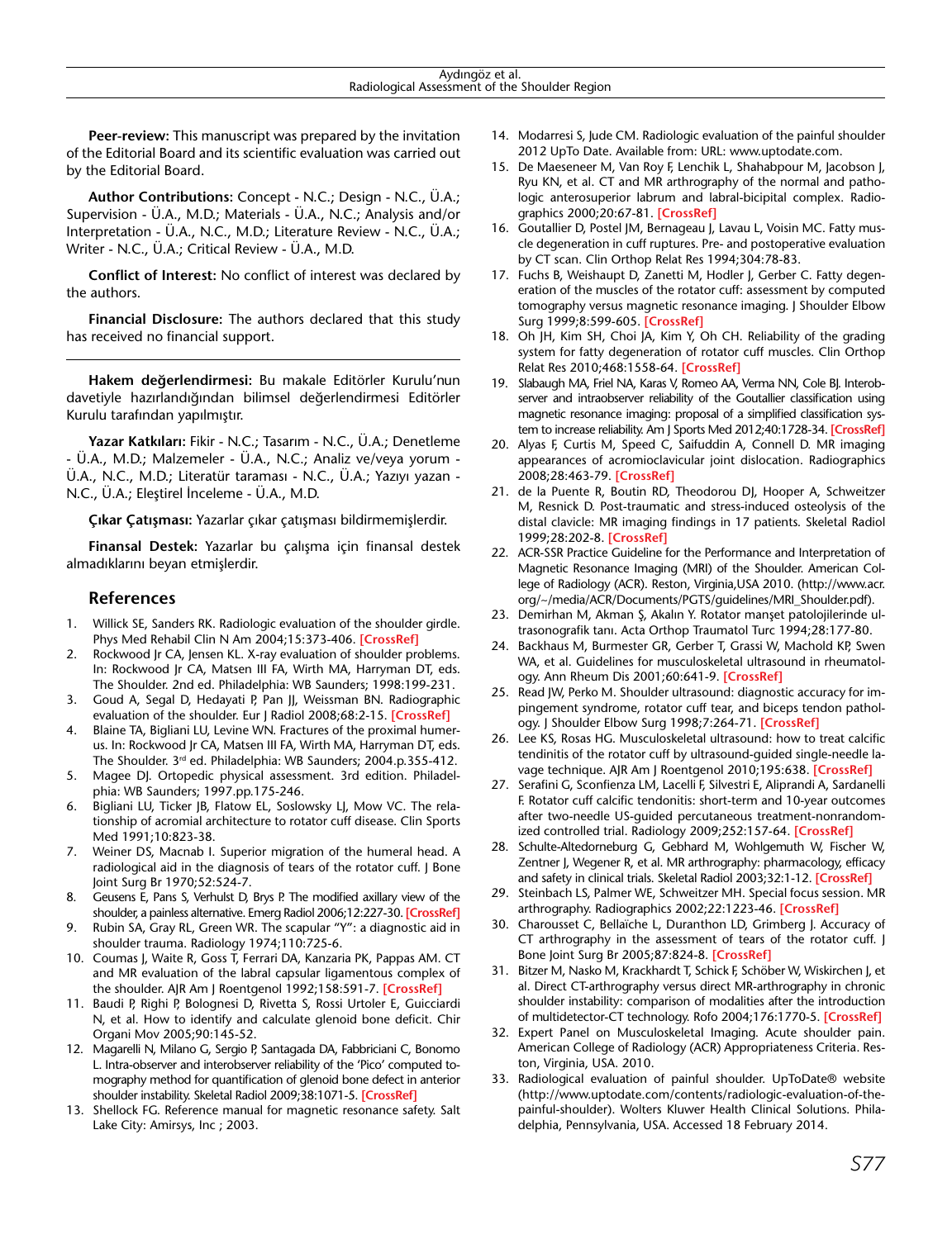**Peer-review:** This manuscript was prepared by the invitation of the Editorial Board and its scientific evaluation was carried out by the Editorial Board.

**Author Contributions:** Concept - N.C.; Design - N.C., Ü.A.; Supervision - Ü.A., M.D.; Materials - Ü.A., N.C.; Analysis and/or Interpretation - Ü.A., N.C., M.D.; Literature Review - N.C., Ü.A.; Writer - N.C., Ü.A.; Critical Review - Ü.A., M.D.

**Conflict of Interest:** No conflict of interest was declared by the authors.

**Financial Disclosure:** The authors declared that this study has received no financial support.

---

**Hakem değerlendirmesi:** Bu makale Editörler Kurulu'nun davetiyle hazırlandığından bilimsel değerlendirmesi Editörler Kurulu tarafından yapılmıştır.

**Yazar Katkıları:** Fikir - N.C.; Tasarım - N.C., Ü.A.; Denetleme - Ü.A., M.D.; Malzemeler - Ü.A., N.C.; Analiz ve/veya yorum - Ü.A., N.C., M.D.; Literatür taraması - N.C., Ü.A.; Yazıyı yazan - N.C., Ü.A.; Eleştirel İnceleme - Ü.A., M.D.

**Çıkar Çatışması:** Yazarlar çıkar çatışması bildirmemişlerdir.

**Finansal Destek:** Yazarlar bu çalışma için finansal destek almadıklarını beyan etmişlerdir.

## References

1. Willick SE, Sanders RK. Radiologic evaluation of the shoulder girdle. Phys Med Rehabil Clin N Am 2004;15:373-406. [CrossRef]
2. Rockwood Jr CA, Jensen KL. X-ray evaluation of shoulder problems. In: Rockwood Jr CA, Matsen III FA, Wirth MA, Harryman DT, eds. The Shoulder. 2nd ed. Philadelphia: WB Saunders; 1998:199-231.
3. Goud A, Segal D, Hedayati P, Pan JJ, Weissman BN. Radiographic evaluation of the shoulder. Eur J Radiol 2008;68:2-15. [CrossRef]
4. Blaine TA, Bigliani LU, Levine WN. Fractures of the proximal humerus. In: Rockwood Jr CA, Matsen III FA, Wirth MA, Harryman DT, eds. The Shoulder. 3rd ed. Philadelphia: WB Saunders; 2004.p.355-412.
5. Magee DJ. Ortopedic physical assessment. 3rd edition. Philadelphia: WB Saunders; 1997.pp.175-246.
6. Bigliani LU, Ticker JB, Flatow EL, Soslowsky LJ, Mow VC. The relationship of acromial architecture to rotator cuff disease. Clin Sports Med 1991;10:823-38.
7. Weiner DS, Macnab I. Superior migration of the humeral head. A radiological aid in the diagnosis of tears of the rotator cuff. J Bone Joint Surg Br 1970;52:524-7.
8. Geusens E, Pans S, Verhulst D, Brys P. The modified axillary view of the shoulder, a painless alternative. Emerg Radiol 2006;12:227-30. [CrossRef]
9. Rubin SA, Gray RL, Green WR. The scapular "Y": a diagnostic aid in shoulder trauma. Radiology 1974;110:725-6.
10. Coumas J, Waite R, Goss T, Ferrari DA, Kanzaria PK, Pappas AM. CT and MR evaluation of the labral capsular ligamentous complex of the shoulder. AJR Am J Roentgenol 1992;158:591-7. [CrossRef]
11. Baudi P, Righi P, Bolognesi D, Rivetta S, Rossi Urtoler E, Guicciardi N, et al. How to identify and calculate glenoid bone deficit. Chir Organi Mov 2005;90:145-52.
12. Magarelli N, Milano G, Sergio P, Santagada DA, Fabbriciani C, Bonomo L. Intra-observer and interobserver reliability of the 'Pico' computed tomography method for quantification of glenoid bone defect in anterior shoulder instability. Skeletal Radiol 2009;38:1071-5. [CrossRef]
13. Shellock FG. Reference manual for magnetic resonance safety. Salt Lake City: Amirsys, Inc ; 2003.
14. Modarresi S, Jude CM. Radiologic evaluation of the painful shoulder 2012 UpTo Date. Available from: URL: www.uptodate.com.
15. De Maeseneer M, Van Roy F, Lenchik L, Shahabpour M, Jacobson J, Ryu KN, et al. CT and MR arthrography of the normal and pathologic anterosuperior labrum and labral-bicipital complex. Radiographics 2000;20:67-81. [CrossRef]
16. Goutallier D, Postel JM, Bernageau J, Lavau L, Voisin MC. Fatty muscle degeneration in cuff ruptures. Pre- and postoperative evaluation by CT scan. Clin Orthop Relat Res 1994;304:78-83.
17. Fuchs B, Weishaupt D, Zanetti M, Hodler J, Gerber C. Fatty degeneration of the muscles of the rotator cuff: assessment by computed tomography versus magnetic resonance imaging. J Shoulder Elbow Surg 1999;8:599-605. [CrossRef]
18. Oh JH, Kim SH, Choi JA, Kim Y, Oh CH. Reliability of the grading system for fatty degeneration of rotator cuff muscles. Clin Orthop Relat Res 2010;468:1558-64. [CrossRef]
19. Slabaugh MA, Friel NA, Karas V, Romeo AA, Verma NN, Cole BJ. Interobserver and intraobserver reliability of the Goutallier classification using magnetic resonance imaging: proposal of a simplified classification system to increase reliability. Am J Sports Med 2012;40:1728-34. [CrossRef]
20. Alyas F, Curtis M, Speed C, Saifuddin A, Connell D. MR imaging appearances of acromioclavicular joint dislocation. Radiographics 2008;28:463-79. [CrossRef]
21. de la Puente R, Boutin RD, Theodorou DJ, Hooper A, Schweitzer M, Resnick D. Post-traumatic and stress-induced osteolysis of the distal clavicle: MR imaging findings in 17 patients. Skeletal Radiol 1999;28:202-8. [CrossRef]
22. ACR-SSR Practice Guideline for the Performance and Interpretation of Magnetic Resonance Imaging (MRI) of the Shoulder. American College of Radiology (ACR). Reston, Virginia,USA 2010. (http://www.acr.org/~/media/ACR/Documents/PGTS/guidelines/MRI_Shoulder.pdf).
23. Demirhan M, Akman Ş, Akalın Y. Rotator manşet patolojilerinde ultrasonografik tanı. Acta Orthop Traumatol Turc 1994;28:177-80.
24. Backhaus M, Burmester GR, Gerber T, Grassi W, Machold KP, Swen WA, et al. Guidelines for musculoskeletal ultrasound in rheumatology. Ann Rheum Dis 2001;60:641-9. [CrossRef]
25. Read JW, Perko M. Shoulder ultrasound: diagnostic accuracy for impingement syndrome, rotator cuff tear, and biceps tendon pathology. J Shoulder Elbow Surg 1998;7:264-71. [CrossRef]
26. Lee KS, Rosas HG. Musculoskeletal ultrasound: how to treat calcific tendinitis of the rotator cuff by ultrasound-guided single-needle lavage technique. AJR Am J Roentgenol 2010;195:638. [CrossRef]
27. Serafini G, Sconfienza LM, Lacelli F, Silvestri E, Aliprandi A, Sardanelli F. Rotator cuff calcific tendonitis: short-term and 10-year outcomes after two-needle US-guided percutaneous treatment-nonrandomized controlled trial. Radiology 2009;252:157-64. [CrossRef]
28. Schulte-Altedorneburg G, Gebhard M, Wohlgemuth W, Fischer W, Zentner J, Wegener R, et al. MR arthrography: pharmacology, efficacy and safety in clinical trials. Skeletal Radiol 2003;32:1-12. [CrossRef]
29. Steinbach LS, Palmer WE, Schweitzer MH. Special focus session. MR arthrography. Radiographics 2002;22:1223-46. [CrossRef]
30. Charousset C, Bellaïche L, Duranthon LD, Grimberg J. Accuracy of CT arthrography in the assessment of tears of the rotator cuff. J Bone Joint Surg Br 2005;87:824-8. [CrossRef]
31. Bitzer M, Nasko M, Krackhardt T, Schick F, Schöber W, Wiskirchen J, et al. Direct CT-arthrography versus direct MR-arthrography in chronic shoulder instability: comparison of modalities after the introduction of multidetector-CT technology. Rofo 2004;176:1770-5. [CrossRef]
32. Expert Panel on Musculoskeletal Imaging. Acute shoulder pain. American College of Radiology (ACR) Appropriateness Criteria. Reston, Virginia, USA. 2010.
33. Radiological evaluation of painful shoulder. UpToDate® website (http://www.uptodate.com/contents/radiologic-evaluation-of-the-painful-shoulder). Wolters Kluwer Health Clinical Solutions. Philadelphia, Pennsylvania, USA. Accessed 18 February 2014.